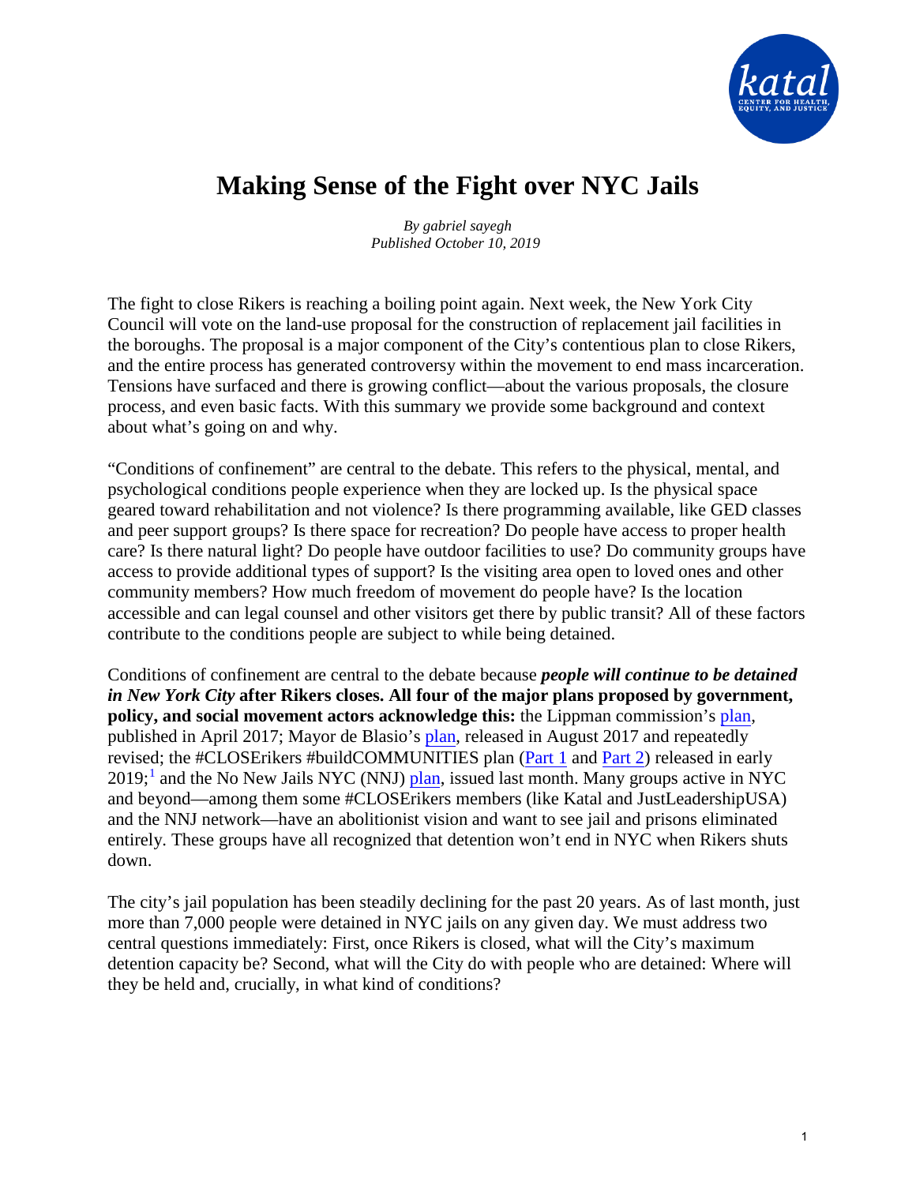# Making Sense of the Fight over NYC Jails

*By gabriel sayegh*
*Published October 10, 2019*

The fight to close Rikers is reaching a boiling point again. Next week, the New York City Council will vote on the land-use proposal for the construction of replacement jail facilities in the boroughs. The proposal is a major component of the City's contentious plan to close Rikers, and the entire process has generated controversy within the movement to end mass incarceration. Tensions have surfaced and there is growing conflict—about the various proposals, the closure process, and even basic facts. With this summary we provide some background and context about what's going on and why.

"Conditions of confinement" are central to the debate. This refers to the physical, mental, and psychological conditions people experience when they are locked up. Is the physical space geared toward rehabilitation and not violence? Is there programming available, like GED classes and peer support groups? Is there space for recreation? Do people have access to proper health care? Is there natural light? Do people have outdoor facilities to use? Do community groups have access to provide additional types of support? Is the visiting area open to loved ones and other community members? How much freedom of movement do people have? Is the location accessible and can legal counsel and other visitors get there by public transit? All of these factors contribute to the conditions people are subject to while being detained.

Conditions of confinement are central to the debate because ***people will continue to be detained in New York City*** **after Rikers closes. All four of the major plans proposed by government, policy, and social movement actors acknowledge this:** the Lippman commission's plan, published in April 2017; Mayor de Blasio's plan, released in August 2017 and repeatedly revised; the #CLOSErikers #buildCOMMUNITIES plan (Part 1 and Part 2) released in early 2019;[1] and the No New Jails NYC (NNJ) plan, issued last month. Many groups active in NYC and beyond—among them some #CLOSErikers members (like Katal and JustLeadershipUSA) and the NNJ network—have an abolitionist vision and want to see jail and prisons eliminated entirely. These groups have all recognized that detention won't end in NYC when Rikers shuts down.

The city's jail population has been steadily declining for the past 20 years. As of last month, just more than 7,000 people were detained in NYC jails on any given day. We must address two central questions immediately: First, once Rikers is closed, what will the City's maximum detention capacity be? Second, what will the City do with people who are detained: Where will they be held and, crucially, in what kind of conditions?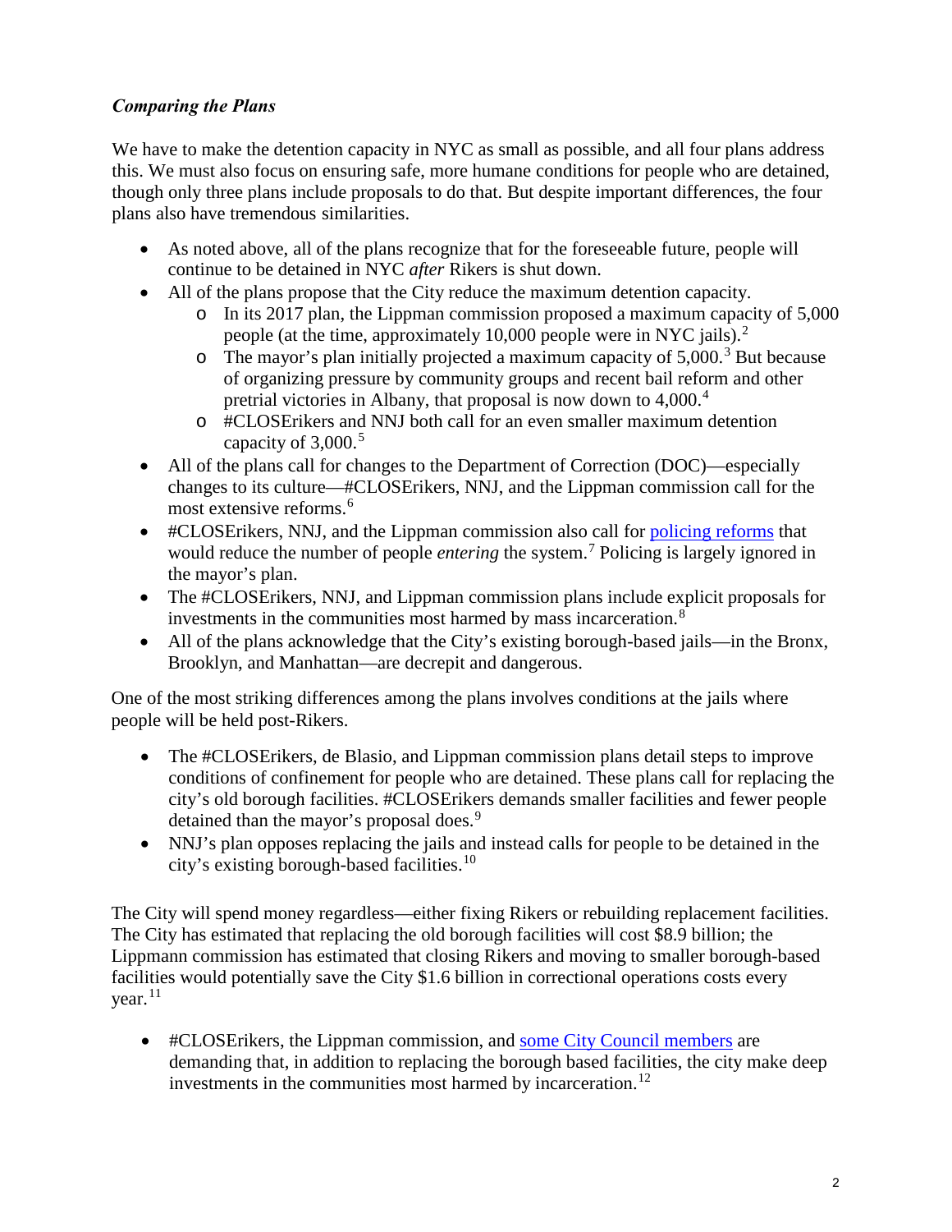### ***Comparing the Plans***

We have to make the detention capacity in NYC as small as possible, and all four plans address this. We must also focus on ensuring safe, more humane conditions for people who are detained, though only three plans include proposals to do that. But despite important differences, the four plans also have tremendous similarities.

- As noted above, all of the plans recognize that for the foreseeable future, people will continue to be detained in NYC *after* Rikers is shut down.
- All of the plans propose that the City reduce the maximum detention capacity.
  - In its 2017 plan, the Lippman commission proposed a maximum capacity of 5,000 people (at the time, approximately 10,000 people were in NYC jails).[2]
  - The mayor's plan initially projected a maximum capacity of 5,000.[3] But because of organizing pressure by community groups and recent bail reform and other pretrial victories in Albany, that proposal is now down to 4,000.[4]
  - #CLOSErikers and NNJ both call for an even smaller maximum detention capacity of 3,000.[5]
- All of the plans call for changes to the Department of Correction (DOC)—especially changes to its culture—#CLOSErikers, NNJ, and the Lippman commission call for the most extensive reforms.[6]
- #CLOSErikers, NNJ, and the Lippman commission also call for [policing reforms](#) that would reduce the number of people *entering* the system.[7] Policing is largely ignored in the mayor's plan.
- The #CLOSErikers, NNJ, and Lippman commission plans include explicit proposals for investments in the communities most harmed by mass incarceration.[8]
- All of the plans acknowledge that the City's existing borough-based jails—in the Bronx, Brooklyn, and Manhattan—are decrepit and dangerous.

One of the most striking differences among the plans involves conditions at the jails where people will be held post-Rikers.

- The #CLOSErikers, de Blasio, and Lippman commission plans detail steps to improve conditions of confinement for people who are detained. These plans call for replacing the city's old borough facilities. #CLOSErikers demands smaller facilities and fewer people detained than the mayor's proposal does.[9]
- NNJ's plan opposes replacing the jails and instead calls for people to be detained in the city's existing borough-based facilities.[10]

The City will spend money regardless—either fixing Rikers or rebuilding replacement facilities. The City has estimated that replacing the old borough facilities will cost $8.9 billion; the Lippmann commission has estimated that closing Rikers and moving to smaller borough-based facilities would potentially save the City $1.6 billion in correctional operations costs every year.[11]

- #CLOSErikers, the Lippman commission, and [some City Council members](#) are demanding that, in addition to replacing the borough based facilities, the city make deep investments in the communities most harmed by incarceration.[12]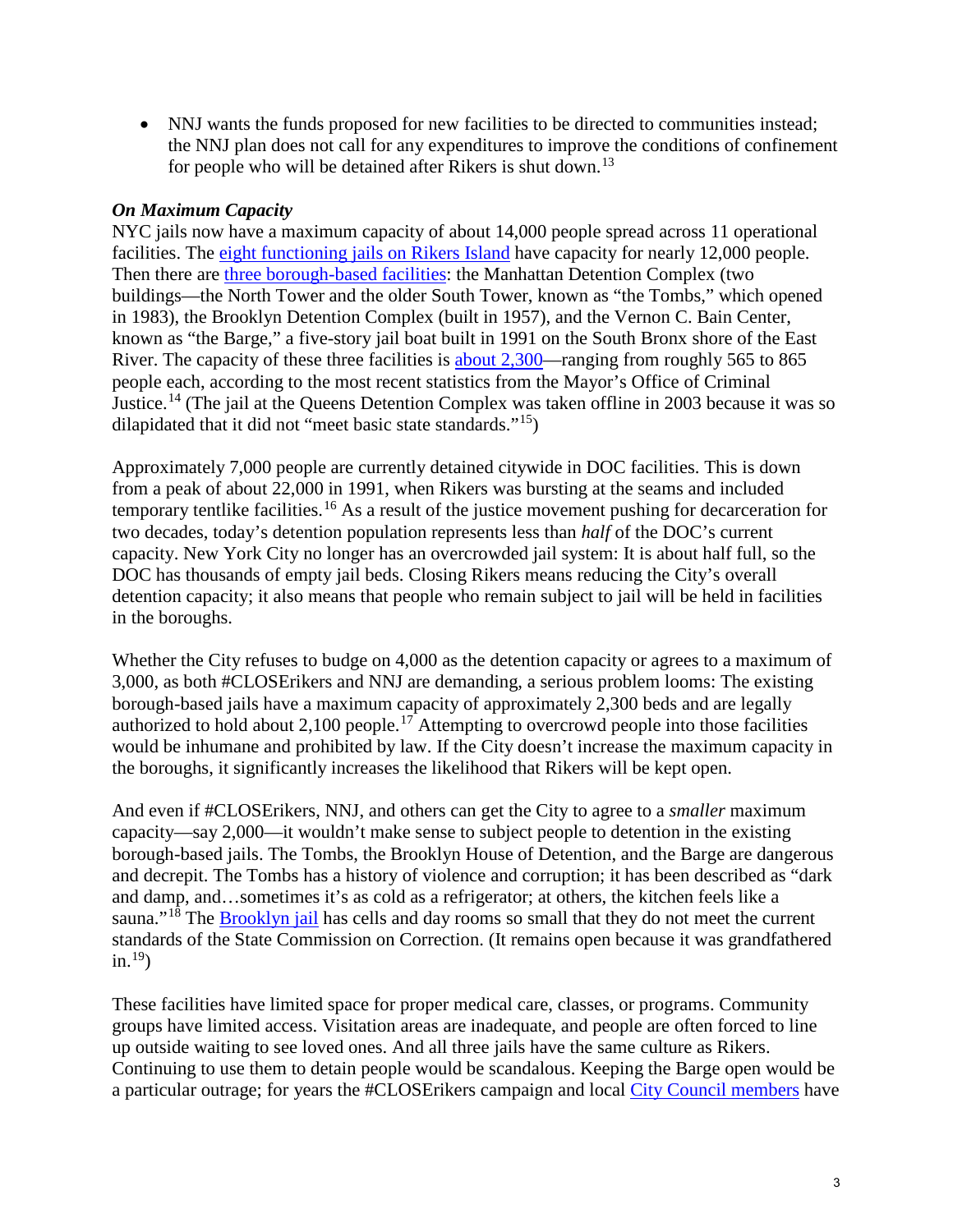- NNJ wants the funds proposed for new facilities to be directed to communities instead; the NNJ plan does not call for any expenditures to improve the conditions of confinement for people who will be detained after Rikers is shut down.[13]

***On Maximum Capacity***

NYC jails now have a maximum capacity of about 14,000 people spread across 11 operational facilities. The eight functioning jails on Rikers Island have capacity for nearly 12,000 people. Then there are three borough-based facilities: the Manhattan Detention Complex (two buildings—the North Tower and the older South Tower, known as "the Tombs," which opened in 1983), the Brooklyn Detention Complex (built in 1957), and the Vernon C. Bain Center, known as "the Barge," a five-story jail boat built in 1991 on the South Bronx shore of the East River. The capacity of these three facilities is about 2,300—ranging from roughly 565 to 865 people each, according to the most recent statistics from the Mayor's Office of Criminal Justice.[14] (The jail at the Queens Detention Complex was taken offline in 2003 because it was so dilapidated that it did not "meet basic state standards."[15])

Approximately 7,000 people are currently detained citywide in DOC facilities. This is down from a peak of about 22,000 in 1991, when Rikers was bursting at the seams and included temporary tentlike facilities.[16] As a result of the justice movement pushing for decarceration for two decades, today's detention population represents less than *half* of the DOC's current capacity. New York City no longer has an overcrowded jail system: It is about half full, so the DOC has thousands of empty jail beds. Closing Rikers means reducing the City's overall detention capacity; it also means that people who remain subject to jail will be held in facilities in the boroughs.

Whether the City refuses to budge on 4,000 as the detention capacity or agrees to a maximum of 3,000, as both #CLOSErikers and NNJ are demanding, a serious problem looms: The existing borough-based jails have a maximum capacity of approximately 2,300 beds and are legally authorized to hold about 2,100 people.[17] Attempting to overcrowd people into those facilities would be inhumane and prohibited by law. If the City doesn't increase the maximum capacity in the boroughs, it significantly increases the likelihood that Rikers will be kept open.

And even if #CLOSErikers, NNJ, and others can get the City to agree to a *smaller* maximum capacity—say 2,000—it wouldn't make sense to subject people to detention in the existing borough-based jails. The Tombs, the Brooklyn House of Detention, and the Barge are dangerous and decrepit. The Tombs has a history of violence and corruption; it has been described as "dark and damp, and…sometimes it's as cold as a refrigerator; at others, the kitchen feels like a sauna."[18] The Brooklyn jail has cells and day rooms so small that they do not meet the current standards of the State Commission on Correction. (It remains open because it was grandfathered in.[19])

These facilities have limited space for proper medical care, classes, or programs. Community groups have limited access. Visitation areas are inadequate, and people are often forced to line up outside waiting to see loved ones. And all three jails have the same culture as Rikers. Continuing to use them to detain people would be scandalous. Keeping the Barge open would be a particular outrage; for years the #CLOSErikers campaign and local City Council members have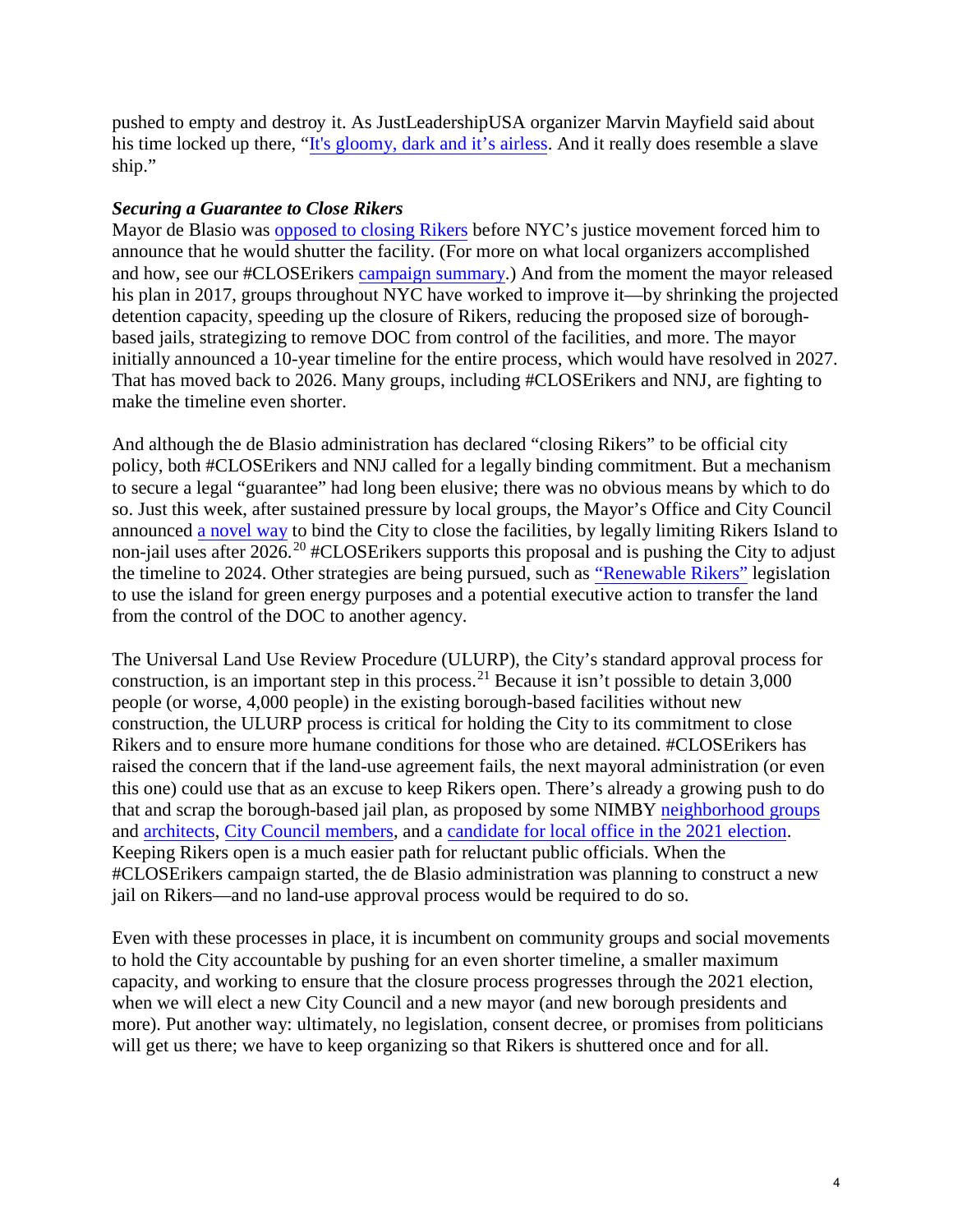pushed to empty and destroy it. As JustLeadershipUSA organizer Marvin Mayfield said about his time locked up there, "It's gloomy, dark and it's airless. And it really does resemble a slave ship."

***Securing a Guarantee to Close Rikers***

Mayor de Blasio was opposed to closing Rikers before NYC's justice movement forced him to announce that he would shutter the facility. (For more on what local organizers accomplished and how, see our #CLOSErikers campaign summary.) And from the moment the mayor released his plan in 2017, groups throughout NYC have worked to improve it—by shrinking the projected detention capacity, speeding up the closure of Rikers, reducing the proposed size of borough-based jails, strategizing to remove DOC from control of the facilities, and more. The mayor initially announced a 10-year timeline for the entire process, which would have resolved in 2027. That has moved back to 2026. Many groups, including #CLOSErikers and NNJ, are fighting to make the timeline even shorter.

And although the de Blasio administration has declared "closing Rikers" to be official city policy, both #CLOSErikers and NNJ called for a legally binding commitment. But a mechanism to secure a legal "guarantee" had long been elusive; there was no obvious means by which to do so. Just this week, after sustained pressure by local groups, the Mayor's Office and City Council announced a novel way to bind the City to close the facilities, by legally limiting Rikers Island to non-jail uses after 2026.[20] #CLOSErikers supports this proposal and is pushing the City to adjust the timeline to 2024. Other strategies are being pursued, such as "Renewable Rikers" legislation to use the island for green energy purposes and a potential executive action to transfer the land from the control of the DOC to another agency.

The Universal Land Use Review Procedure (ULURP), the City's standard approval process for construction, is an important step in this process.[21] Because it isn't possible to detain 3,000 people (or worse, 4,000 people) in the existing borough-based facilities without new construction, the ULURP process is critical for holding the City to its commitment to close Rikers and to ensure more humane conditions for those who are detained. #CLOSErikers has raised the concern that if the land-use agreement fails, the next mayoral administration (or even this one) could use that as an excuse to keep Rikers open. There's already a growing push to do that and scrap the borough-based jail plan, as proposed by some NIMBY neighborhood groups and architects, City Council members, and a candidate for local office in the 2021 election. Keeping Rikers open is a much easier path for reluctant public officials. When the #CLOSErikers campaign started, the de Blasio administration was planning to construct a new jail on Rikers—and no land-use approval process would be required to do so.

Even with these processes in place, it is incumbent on community groups and social movements to hold the City accountable by pushing for an even shorter timeline, a smaller maximum capacity, and working to ensure that the closure process progresses through the 2021 election, when we will elect a new City Council and a new mayor (and new borough presidents and more). Put another way: ultimately, no legislation, consent decree, or promises from politicians will get us there; we have to keep organizing so that Rikers is shuttered once and for all.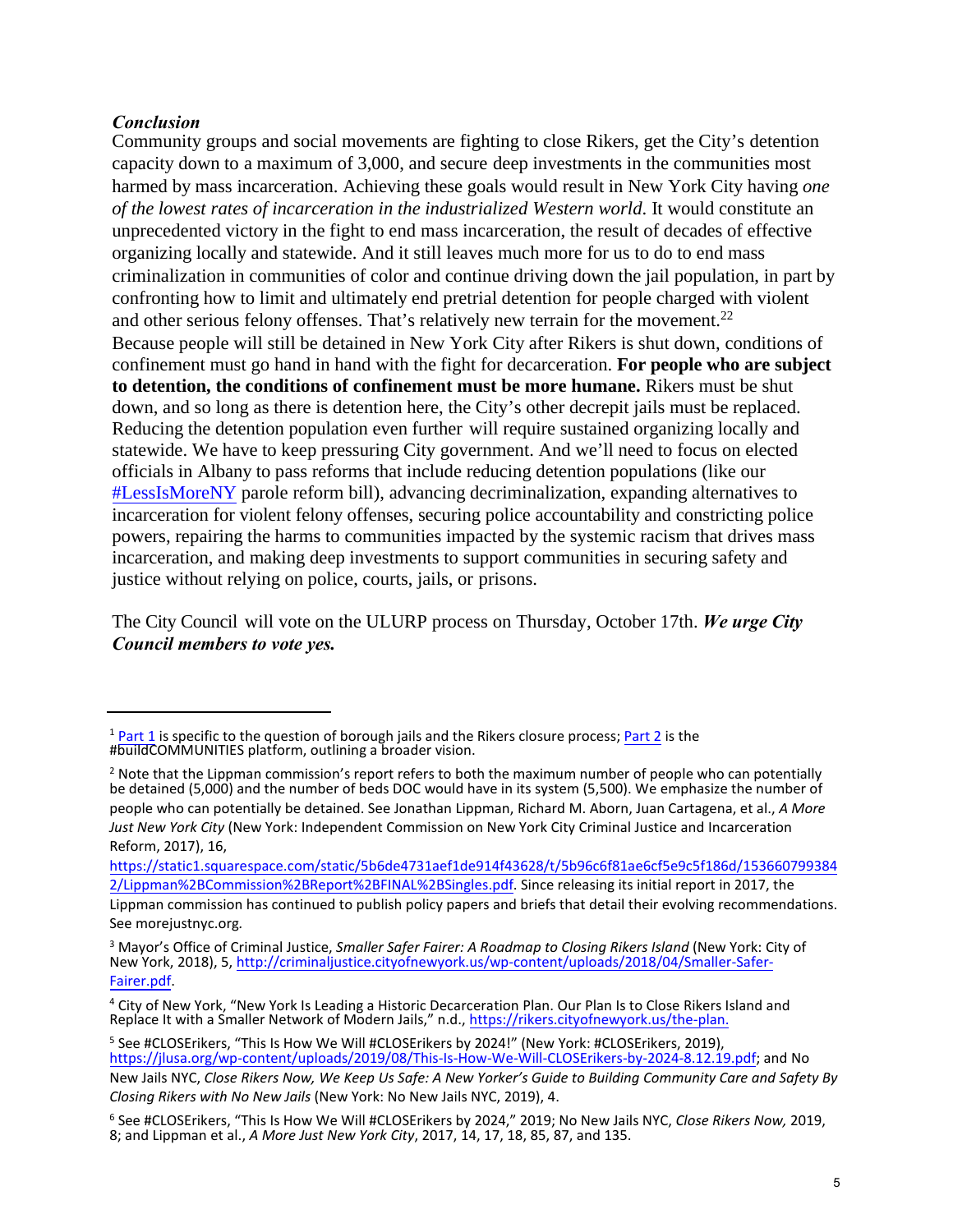***Conclusion***

Community groups and social movements are fighting to close Rikers, get the City's detention capacity down to a maximum of 3,000, and secure deep investments in the communities most harmed by mass incarceration. Achieving these goals would result in New York City having *one of the lowest rates of incarceration in the industrialized Western world*. It would constitute an unprecedented victory in the fight to end mass incarceration, the result of decades of effective organizing locally and statewide. And it still leaves much more for us to do to end mass criminalization in communities of color and continue driving down the jail population, in part by confronting how to limit and ultimately end pretrial detention for people charged with violent and other serious felony offenses. That's relatively new terrain for the movement.[22]

Because people will still be detained in New York City after Rikers is shut down, conditions of confinement must go hand in hand with the fight for decarceration. **For people who are subject to detention, the conditions of confinement must be more humane.** Rikers must be shut down, and so long as there is detention here, the City's other decrepit jails must be replaced. Reducing the detention population even further will require sustained organizing locally and statewide. We have to keep pressuring City government. And we'll need to focus on elected officials in Albany to pass reforms that include reducing detention populations (like our #LessIsMoreNY parole reform bill), advancing decriminalization, expanding alternatives to incarceration for violent felony offenses, securing police accountability and constricting police powers, repairing the harms to communities impacted by the systemic racism that drives mass incarceration, and making deep investments to support communities in securing safety and justice without relying on police, courts, jails, or prisons.

The City Council will vote on the ULURP process on Thursday, October 17th. ***We urge City Council members to vote yes.***

---

[1] Part 1 is specific to the question of borough jails and the Rikers closure process; Part 2 is the #buildCOMMUNITIES platform, outlining a broader vision.

[2] Note that the Lippman commission's report refers to both the maximum number of people who can potentially be detained (5,000) and the number of beds DOC would have in its system (5,500). We emphasize the number of people who can potentially be detained. See Jonathan Lippman, Richard M. Aborn, Juan Cartagena, et al., *A More Just New York City* (New York: Independent Commission on New York City Criminal Justice and Incarceration Reform, 2017), 16, https://static1.squarespace.com/static/5b6de4731aef1de914f43628/t/5b96c6f81ae6cf5e9c5f186d/1536607993842/Lippman%2BCommission%2BReport%2BFINAL%2BSingles.pdf. Since releasing its initial report in 2017, the Lippman commission has continued to publish policy papers and briefs that detail their evolving recommendations. See morejustnyc.org.

[3] Mayor's Office of Criminal Justice, *Smaller Safer Fairer: A Roadmap to Closing Rikers Island* (New York: City of New York, 2018), 5, http://criminaljustice.cityofnewyork.us/wp-content/uploads/2018/04/Smaller-Safer-Fairer.pdf.

[4] City of New York, "New York Is Leading a Historic Decarceration Plan. Our Plan Is to Close Rikers Island and Replace It with a Smaller Network of Modern Jails," n.d., https://rikers.cityofnewyork.us/the-plan.

[5] See #CLOSErikers, "This Is How We Will #CLOSErikers by 2024!" (New York: #CLOSErikers, 2019), https://jlusa.org/wp-content/uploads/2019/08/This-Is-How-We-Will-CLOSErikers-by-2024-8.12.19.pdf; and No New Jails NYC, *Close Rikers Now, We Keep Us Safe: A New Yorker's Guide to Building Community Care and Safety By Closing Rikers with No New Jails* (New York: No New Jails NYC, 2019), 4.

[6] See #CLOSErikers, "This Is How We Will #CLOSErikers by 2024," 2019; No New Jails NYC, *Close Rikers Now,* 2019, 8; and Lippman et al., *A More Just New York City*, 2017, 14, 17, 18, 85, 87, and 135.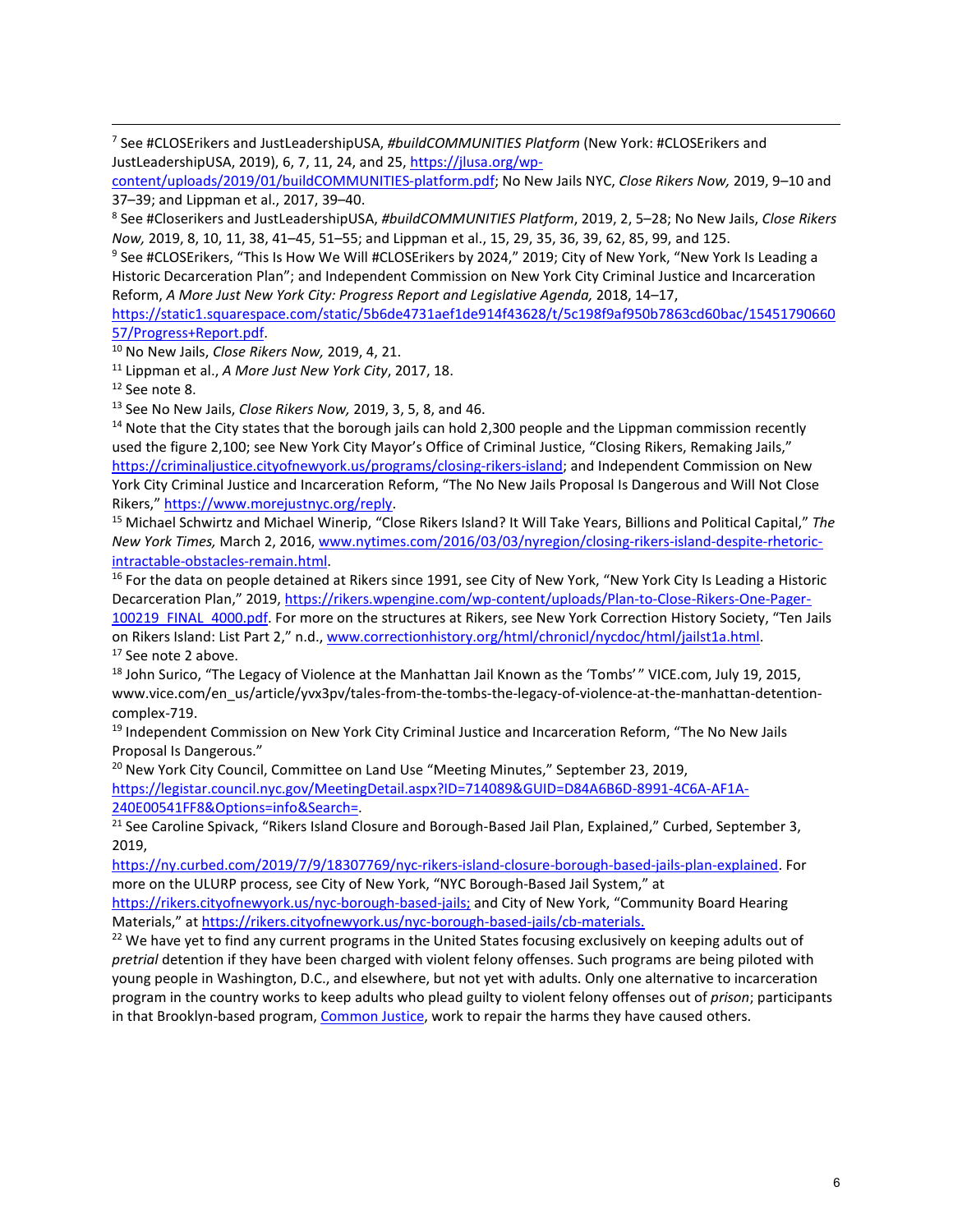[7] See #CLOSErikers and JustLeadershipUSA, *#buildCOMMUNITIES Platform* (New York: #CLOSErikers and JustLeadershipUSA, 2019), 6, 7, 11, 24, and 25, https://jlusa.org/wp-content/uploads/2019/01/buildCOMMUNITIES-platform.pdf; No New Jails NYC, *Close Rikers Now,* 2019, 9–10 and 37–39; and Lippman et al., 2017, 39–40.

[8] See #Closerikers and JustLeadershipUSA, *#buildCOMMUNITIES Platform*, 2019, 2, 5–28; No New Jails, *Close Rikers Now,* 2019, 8, 10, 11, 38, 41–45, 51–55; and Lippman et al., 15, 29, 35, 36, 39, 62, 85, 99, and 125.

[9] See #CLOSErikers, "This Is How We Will #CLOSErikers by 2024," 2019; City of New York, "New York Is Leading a Historic Decarceration Plan"; and Independent Commission on New York City Criminal Justice and Incarceration Reform, *A More Just New York City: Progress Report and Legislative Agenda,* 2018, 14–17, https://static1.squarespace.com/static/5b6de4731aef1de914f43628/t/5c198f9af950b7863cd60bac/1545179066057/Progress+Report.pdf.

[10] No New Jails, *Close Rikers Now,* 2019, 4, 21.

[11] Lippman et al., *A More Just New York City*, 2017, 18.

[12] See note 8.

[13] See No New Jails, *Close Rikers Now,* 2019, 3, 5, 8, and 46.

[14] Note that the City states that the borough jails can hold 2,300 people and the Lippman commission recently used the figure 2,100; see New York City Mayor's Office of Criminal Justice, "Closing Rikers, Remaking Jails," https://criminaljustice.cityofnewyork.us/programs/closing-rikers-island; and Independent Commission on New York City Criminal Justice and Incarceration Reform, "The No New Jails Proposal Is Dangerous and Will Not Close Rikers," https://www.morejustnyc.org/reply.

[15] Michael Schwirtz and Michael Winerip, "Close Rikers Island? It Will Take Years, Billions and Political Capital," *The New York Times,* March 2, 2016, www.nytimes.com/2016/03/03/nyregion/closing-rikers-island-despite-rhetoric-intractable-obstacles-remain.html.

[16] For the data on people detained at Rikers since 1991, see City of New York, "New York City Is Leading a Historic Decarceration Plan," 2019, https://rikers.wpengine.com/wp-content/uploads/Plan-to-Close-Rikers-One-Pager-100219_FINAL_4000.pdf. For more on the structures at Rikers, see New York Correction History Society, "Ten Jails on Rikers Island: List Part 2," n.d., www.correctionhistory.org/html/chronicl/nycdoc/html/jailst1a.html.

[17] See note 2 above.

[18] John Surico, "The Legacy of Violence at the Manhattan Jail Known as the 'Tombs'" VICE.com, July 19, 2015, www.vice.com/en_us/article/yvx3pv/tales-from-the-tombs-the-legacy-of-violence-at-the-manhattan-detention-complex-719.

[19] Independent Commission on New York City Criminal Justice and Incarceration Reform, "The No New Jails Proposal Is Dangerous."

[20] New York City Council, Committee on Land Use "Meeting Minutes," September 23, 2019, https://legistar.council.nyc.gov/MeetingDetail.aspx?ID=714089&GUID=D84A6B6D-8991-4C6A-AF1A-240E00541FF8&Options=info&Search=.

[21] See Caroline Spivack, "Rikers Island Closure and Borough-Based Jail Plan, Explained," Curbed, September 3, 2019, https://ny.curbed.com/2019/7/9/18307769/nyc-rikers-island-closure-borough-based-jails-plan-explained. For more on the ULURP process, see City of New York, "NYC Borough-Based Jail System," at https://rikers.cityofnewyork.us/nyc-borough-based-jails; and City of New York, "Community Board Hearing Materials," at https://rikers.cityofnewyork.us/nyc-borough-based-jails/cb-materials.

[22] We have yet to find any current programs in the United States focusing exclusively on keeping adults out of *pretrial* detention if they have been charged with violent felony offenses. Such programs are being piloted with young people in Washington, D.C., and elsewhere, but not yet with adults. Only one alternative to incarceration program in the country works to keep adults who plead guilty to violent felony offenses out of *prison*; participants in that Brooklyn-based program, Common Justice, work to repair the harms they have caused others.